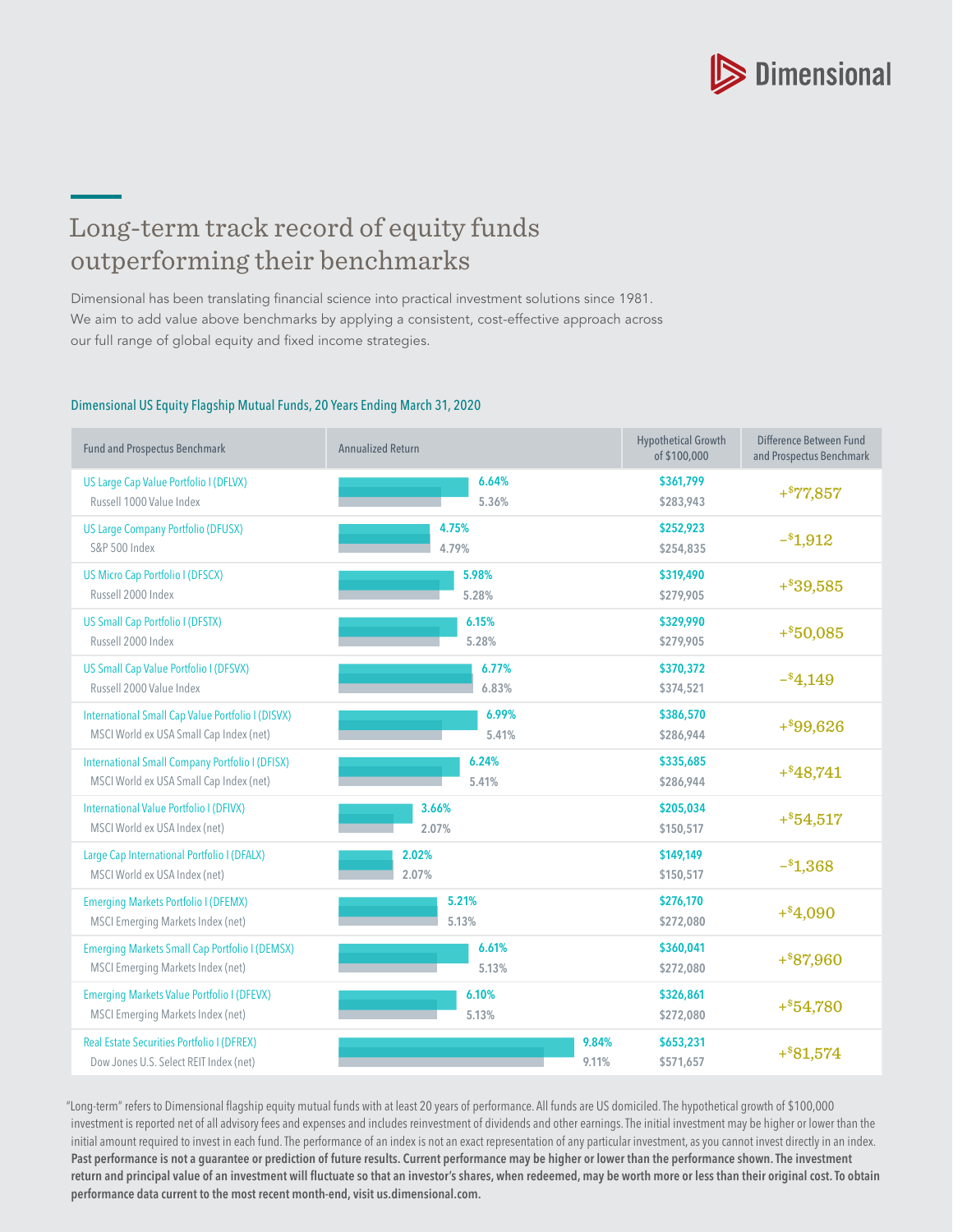Dimensional

# Long-term track record of equity funds outperforming their benchmarks

Dimensional has been translating financial science into practical investment solutions since 1981. We aim to add value above benchmarks by applying a consistent, cost-effective approach across our full range of global equity and fixed income strategies.

## Dimensional US Equity Flagship Mutual Funds, 20 Years Ending March 31, 2020

| Fund and Prospectus Benchmark | Annualized Return | Hypothetical Growth of $100,000 | Difference Between Fund and Prospectus Benchmark |
|---|---|---|---|
| US Large Cap Value Portfolio I (DFLVX) | 6.64% | $361,799 | +$77,857 |
| Russell 1000 Value Index | 5.36% | $283,943 | |
| US Large Company Portfolio (DFUSX) | 4.75% | $252,923 | –$1,912 |
| S&P 500 Index | 4.79% | $254,835 | |
| US Micro Cap Portfolio I (DFSCX) | 5.98% | $319,490 | +$39,585 |
| Russell 2000 Index | 5.28% | $279,905 | |
| US Small Cap Portfolio I (DFSTX) | 6.15% | $329,990 | +$50,085 |
| Russell 2000 Index | 5.28% | $279,905 | |
| US Small Cap Value Portfolio I (DFSVX) | 6.77% | $370,372 | –$4,149 |
| Russell 2000 Value Index | 6.83% | $374,521 | |
| International Small Cap Value Portfolio I (DISVX) | 6.99% | $386,570 | +$99,626 |
| MSCI World ex USA Small Cap Index (net) | 5.41% | $286,944 | |
| International Small Company Portfolio I (DFISX) | 6.24% | $335,685 | +$48,741 |
| MSCI World ex USA Small Cap Index (net) | 5.41% | $286,944 | |
| International Value Portfolio I (DFIVX) | 3.66% | $205,034 | +$54,517 |
| MSCI World ex USA Index (net) | 2.07% | $150,517 | |
| Large Cap International Portfolio I (DFALX) | 2.02% | $149,149 | –$1,368 |
| MSCI World ex USA Index (net) | 2.07% | $150,517 | |
| Emerging Markets Portfolio I (DFEMX) | 5.21% | $276,170 | +$4,090 |
| MSCI Emerging Markets Index (net) | 5.13% | $272,080 | |
| Emerging Markets Small Cap Portfolio I (DEMSX) | 6.61% | $360,041 | +$87,960 |
| MSCI Emerging Markets Index (net) | 5.13% | $272,080 | |
| Emerging Markets Value Portfolio I (DFEVX) | 6.10% | $326,861 | +$54,780 |
| MSCI Emerging Markets Index (net) | 5.13% | $272,080 | |
| Real Estate Securities Portfolio I (DFREX) | 9.84% | $653,231 | +$81,574 |
| Dow Jones U.S. Select REIT Index (net) | 9.11% | $571,657 | |

"Long-term" refers to Dimensional flagship equity mutual funds with at least 20 years of performance. All funds are US domiciled. The hypothetical growth of $100,000 investment is reported net of all advisory fees and expenses and includes reinvestment of dividends and other earnings. The initial investment may be higher or lower than the initial amount required to invest in each fund. The performance of an index is not an exact representation of any particular investment, as you cannot invest directly in an index. **Past performance is not a guarantee or prediction of future results. Current performance may be higher or lower than the performance shown. The investment return and principal value of an investment will fluctuate so that an investor's shares, when redeemed, may be worth more or less than their original cost. To obtain performance data current to the most recent month-end, visit us.dimensional.com.**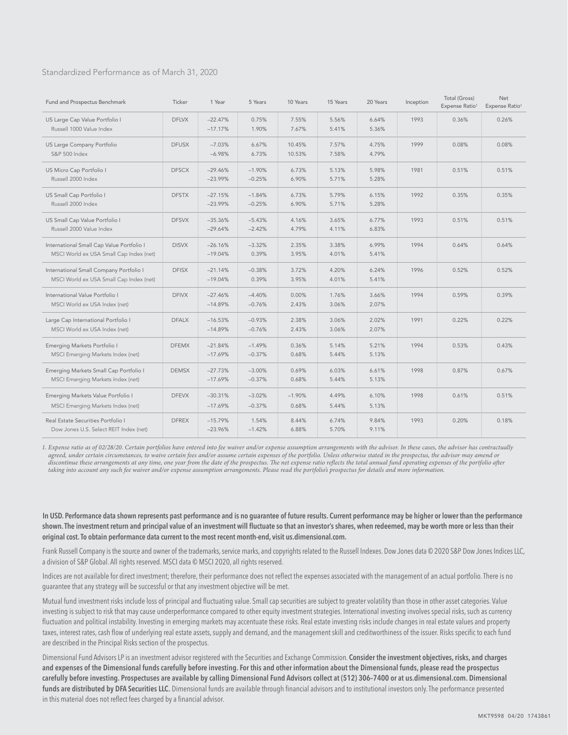Standardized Performance as of March 31, 2020

| Fund and Prospectus Benchmark | Ticker | 1 Year | 5 Years | 10 Years | 15 Years | 20 Years | Inception | Total (Gross) Expense Ratio[1] | Net Expense Ratio[1] |
|---|---|---|---|---|---|---|---|---|---|
| US Large Cap Value Portfolio I | DFLVX | –22.47% | 0.75% | 7.55% | 5.56% | 6.64% | 1993 | 0.36% | 0.26% |
| Russell 1000 Value Index | | –17.17% | 1.90% | 7.67% | 5.41% | 5.36% | | | |
| US Large Company Portfolio | DFUSX | –7.03% | 6.67% | 10.45% | 7.57% | 4.75% | 1999 | 0.08% | 0.08% |
| S&P 500 Index | | –6.98% | 6.73% | 10.53% | 7.58% | 4.79% | | | |
| US Micro Cap Portfolio I | DFSCX | –29.46% | –1.90% | 6.73% | 5.13% | 5.98% | 1981 | 0.51% | 0.51% |
| Russell 2000 Index | | –23.99% | –0.25% | 6.90% | 5.71% | 5.28% | | | |
| US Small Cap Portfolio I | DFSTX | –27.15% | –1.84% | 6.73% | 5.79% | 6.15% | 1992 | 0.35% | 0.35% |
| Russell 2000 Index | | –23.99% | –0.25% | 6.90% | 5.71% | 5.28% | | | |
| US Small Cap Value Portfolio I | DFSVX | –35.36% | –5.43% | 4.16% | 3.65% | 6.77% | 1993 | 0.51% | 0.51% |
| Russell 2000 Value Index | | –29.64% | –2.42% | 4.79% | 4.11% | 6.83% | | | |
| International Small Cap Value Portfolio I | DISVX | –26.16% | –3.32% | 2.35% | 3.38% | 6.99% | 1994 | 0.64% | 0.64% |
| MSCI World ex USA Small Cap Index (net) | | –19.04% | 0.39% | 3.95% | 4.01% | 5.41% | | | |
| International Small Company Portfolio I | DFISX | –21.14% | –0.38% | 3.72% | 4.20% | 6.24% | 1996 | 0.52% | 0.52% |
| MSCI World ex USA Small Cap Index (net) | | –19.04% | 0.39% | 3.95% | 4.01% | 5.41% | | | |
| International Value Portfolio I | DFIVX | –27.46% | –4.40% | 0.00% | 1.76% | 3.66% | 1994 | 0.59% | 0.39% |
| MSCI World ex USA Index (net) | | –14.89% | –0.76% | 2.43% | 3.06% | 2.07% | | | |
| Large Cap International Portfolio I | DFALX | –16.53% | –0.93% | 2.38% | 3.06% | 2.02% | 1991 | 0.22% | 0.22% |
| MSCI World ex USA Index (net) | | –14.89% | –0.76% | 2.43% | 3.06% | 2.07% | | | |
| Emerging Markets Portfolio I | DFEMX | –21.84% | –1.49% | 0.36% | 5.14% | 5.21% | 1994 | 0.53% | 0.43% |
| MSCI Emerging Markets Index (net) | | –17.69% | –0.37% | 0.68% | 5.44% | 5.13% | | | |
| Emerging Markets Small Cap Portfolio I | DEMSX | –27.73% | –3.00% | 0.69% | 6.03% | 6.61% | 1998 | 0.87% | 0.67% |
| MSCI Emerging Markets Index (net) | | –17.69% | –0.37% | 0.68% | 5.44% | 5.13% | | | |
| Emerging Markets Value Portfolio I | DFEVX | –30.31% | –3.02% | –1.90% | 4.49% | 6.10% | 1998 | 0.61% | 0.51% |
| MSCI Emerging Markets Index (net) | | –17.69% | –0.37% | 0.68% | 5.44% | 5.13% | | | |
| Real Estate Securities Portfolio I | DFREX | –15.79% | 1.54% | 8.44% | 6.74% | 9.84% | 1993 | 0.20% | 0.18% |
| Dow Jones U.S. Select REIT Index (net) | | –23.96% | –1.42% | 6.88% | 5.70% | 9.11% | | | |

*1. Expense ratio as of 02/28/20. Certain portfolios have entered into fee waiver and/or expense assumption arrangements with the advisor. In these cases, the advisor has contractually agreed, under certain circumstances, to waive certain fees and/or assume certain expenses of the portfolio. Unless otherwise stated in the prospectus, the advisor may amend or discontinue these arrangements at any time, one year from the date of the prospectus. The net expense ratio reflects the total annual fund operating expenses of the portfolio after taking into account any such fee waiver and/or expense assumption arrangements. Please read the portfolio's prospectus for details and more information.*

**In USD. Performance data shown represents past performance and is no guarantee of future results. Current performance may be higher or lower than the performance shown. The investment return and principal value of an investment will fluctuate so that an investor's shares, when redeemed, may be worth more or less than their original cost. To obtain performance data current to the most recent month-end, visit us.dimensional.com.**

Frank Russell Company is the source and owner of the trademarks, service marks, and copyrights related to the Russell Indexes. Dow Jones data © 2020 S&P Dow Jones Indices LLC, a division of S&P Global. All rights reserved. MSCI data © MSCI 2020, all rights reserved.

Indices are not available for direct investment; therefore, their performance does not reflect the expenses associated with the management of an actual portfolio. There is no guarantee that any strategy will be successful or that any investment objective will be met.

Mutual fund investment risks include loss of principal and fluctuating value. Small cap securities are subject to greater volatility than those in other asset categories. Value investing is subject to risk that may cause underperformance compared to other equity investment strategies. International investing involves special risks, such as currency fluctuation and political instability. Investing in emerging markets may accentuate these risks. Real estate investing risks include changes in real estate values and property taxes, interest rates, cash flow of underlying real estate assets, supply and demand, and the management skill and creditworthiness of the issuer. Risks specific to each fund are described in the Principal Risks section of the prospectus.

Dimensional Fund Advisors LP is an investment advisor registered with the Securities and Exchange Commission. **Consider the investment objectives, risks, and charges and expenses of the Dimensional funds carefully before investing. For this and other information about the Dimensional funds, please read the prospectus carefully before investing. Prospectuses are available by calling Dimensional Fund Advisors collect at (512) 306–7400 or at us.dimensional.com. Dimensional funds are distributed by DFA Securities LLC.** Dimensional funds are available through financial advisors and to institutional investors only. The performance presented in this material does not reflect fees charged by a financial advisor.

MKT9598 04/20 1743861